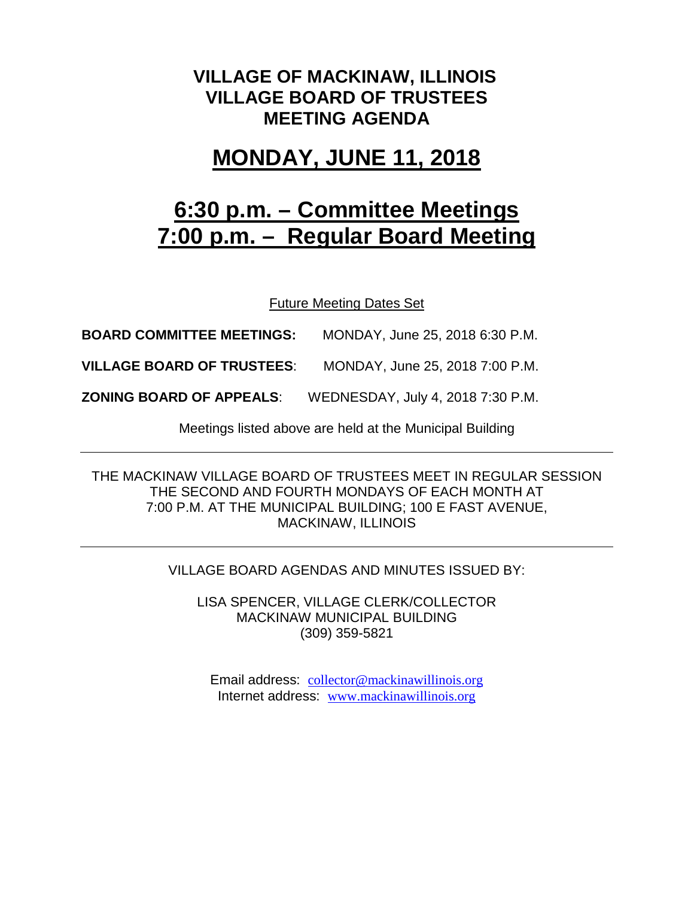# VILLAGE OF MACKINAW, ILLINOIS
# VILLAGE BOARD OF TRUSTEES
# MEETING AGENDA

## MONDAY, JUNE 11, 2018

## 6:30 p.m. – Committee Meetings
## 7:00 p.m. – Regular Board Meeting

Future Meeting Dates Set

**BOARD COMMITTEE MEETINGS:** MONDAY, June 25, 2018 6:30 P.M.

**VILLAGE BOARD OF TRUSTEES**: MONDAY, June 25, 2018 7:00 P.M.

**ZONING BOARD OF APPEALS**: WEDNESDAY, July 4, 2018 7:30 P.M.

Meetings listed above are held at the Municipal Building

---

THE MACKINAW VILLAGE BOARD OF TRUSTEES MEET IN REGULAR SESSION THE SECOND AND FOURTH MONDAYS OF EACH MONTH AT 7:00 P.M. AT THE MUNICIPAL BUILDING; 100 E FAST AVENUE, MACKINAW, ILLINOIS

---

VILLAGE BOARD AGENDAS AND MINUTES ISSUED BY:

LISA SPENCER, VILLAGE CLERK/COLLECTOR
MACKINAW MUNICIPAL BUILDING
(309) 359-5821

Email address: collector@mackinawillinois.org
Internet address: www.mackinawillinois.org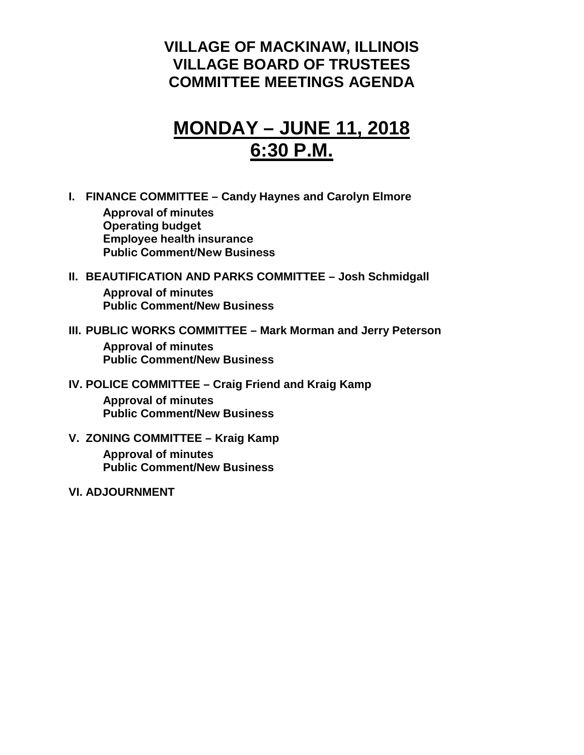# VILLAGE OF MACKINAW, ILLINOIS
# VILLAGE BOARD OF TRUSTEES
# COMMITTEE MEETINGS AGENDA

## MONDAY – JUNE 11, 2018
## 6:30 P.M.

**I. FINANCE COMMITTEE – Candy Haynes and Carolyn Elmore**

- **Approval of minutes**
- **Operating budget**
- **Employee health insurance**
- **Public Comment/New Business**

**II. BEAUTIFICATION AND PARKS COMMITTEE – Josh Schmidgall**

- **Approval of minutes**
- **Public Comment/New Business**

**III. PUBLIC WORKS COMMITTEE – Mark Morman and Jerry Peterson**

- **Approval of minutes**
- **Public Comment/New Business**

**IV. POLICE COMMITTEE – Craig Friend and Kraig Kamp**

- **Approval of minutes**
- **Public Comment/New Business**

**V. ZONING COMMITTEE – Kraig Kamp**

- **Approval of minutes**
- **Public Comment/New Business**

**VI. ADJOURNMENT**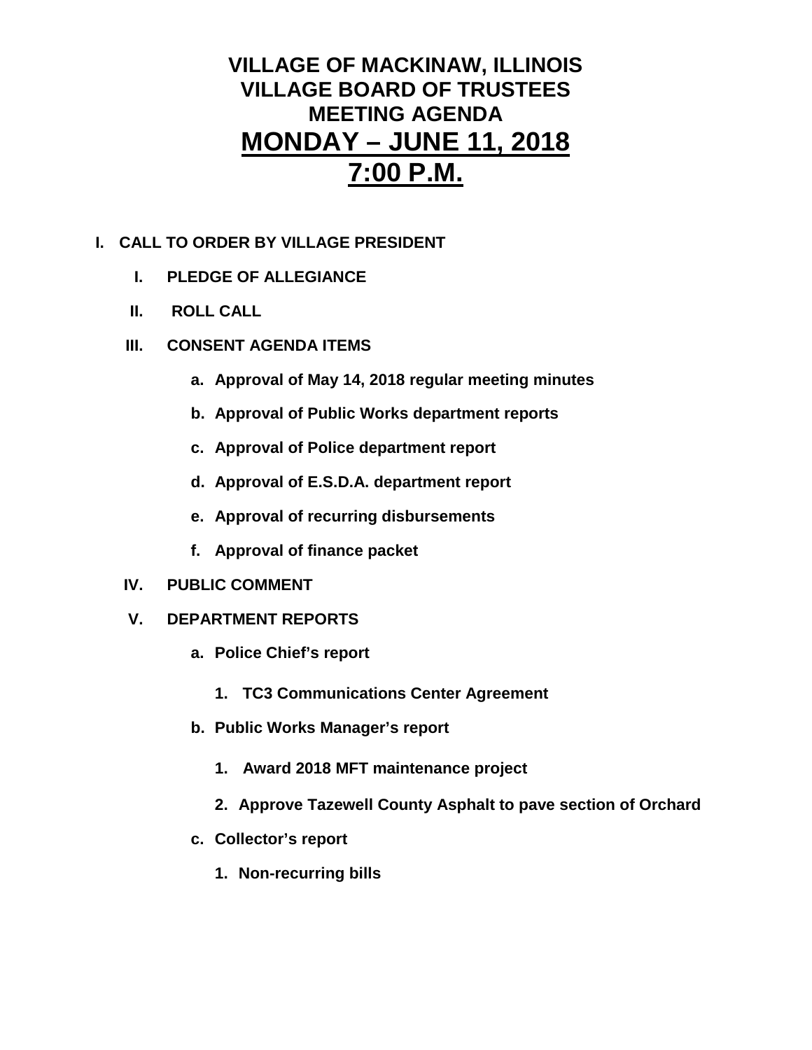# VILLAGE OF MACKINAW, ILLINOIS
# VILLAGE BOARD OF TRUSTEES
# MEETING AGENDA
# MONDAY – JUNE 11, 2018
# 7:00 P.M.

**I. CALL TO ORDER BY VILLAGE PRESIDENT**

- **I. PLEDGE OF ALLEGIANCE**
- **II. ROLL CALL**
- **III. CONSENT AGENDA ITEMS**
  - **a. Approval of May 14, 2018 regular meeting minutes**
  - **b. Approval of Public Works department reports**
  - **c. Approval of Police department report**
  - **d. Approval of E.S.D.A. department report**
  - **e. Approval of recurring disbursements**
  - **f. Approval of finance packet**
- **IV. PUBLIC COMMENT**
- **V. DEPARTMENT REPORTS**
  - **a. Police Chief's report**
    - **1. TC3 Communications Center Agreement**
  - **b. Public Works Manager's report**
    - **1. Award 2018 MFT maintenance project**
    - **2. Approve Tazewell County Asphalt to pave section of Orchard**
  - **c. Collector's report**
    - **1. Non-recurring bills**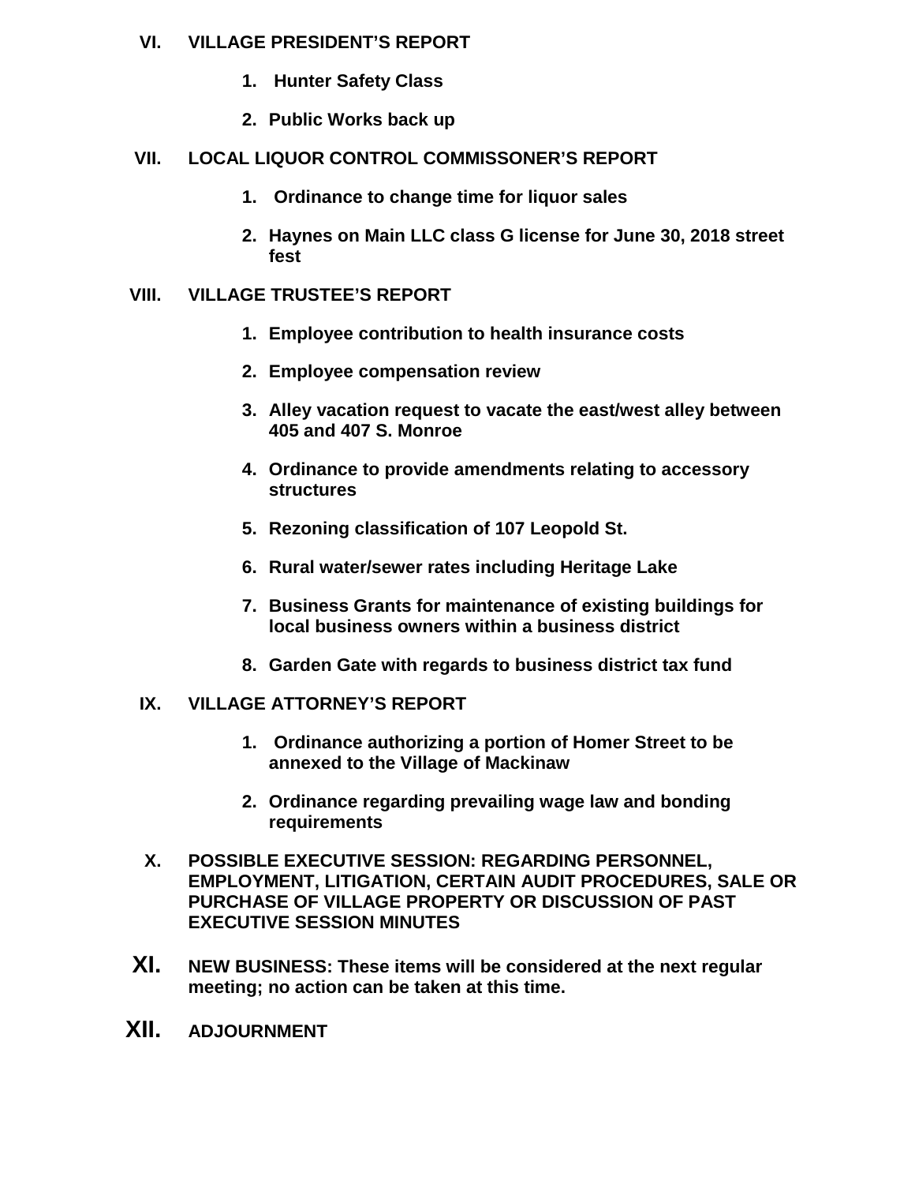**VI. VILLAGE PRESIDENT'S REPORT**

1. **Hunter Safety Class**
2. **Public Works back up**

**VII. LOCAL LIQUOR CONTROL COMMISSONER'S REPORT**

1. **Ordinance to change time for liquor sales**
2. **Haynes on Main LLC class G license for June 30, 2018 street fest**

**VIII. VILLAGE TRUSTEE'S REPORT**

1. **Employee contribution to health insurance costs**
2. **Employee compensation review**
3. **Alley vacation request to vacate the east/west alley between 405 and 407 S. Monroe**
4. **Ordinance to provide amendments relating to accessory structures**
5. **Rezoning classification of 107 Leopold St.**
6. **Rural water/sewer rates including Heritage Lake**
7. **Business Grants for maintenance of existing buildings for local business owners within a business district**
8. **Garden Gate with regards to business district tax fund**

**IX. VILLAGE ATTORNEY'S REPORT**

1. **Ordinance authorizing a portion of Homer Street to be annexed to the Village of Mackinaw**
2. **Ordinance regarding prevailing wage law and bonding requirements**

**X. POSSIBLE EXECUTIVE SESSION: REGARDING PERSONNEL, EMPLOYMENT, LITIGATION, CERTAIN AUDIT PROCEDURES, SALE OR PURCHASE OF VILLAGE PROPERTY OR DISCUSSION OF PAST EXECUTIVE SESSION MINUTES**

**XI. NEW BUSINESS: These items will be considered at the next regular meeting; no action can be taken at this time.**

**XII. ADJOURNMENT**